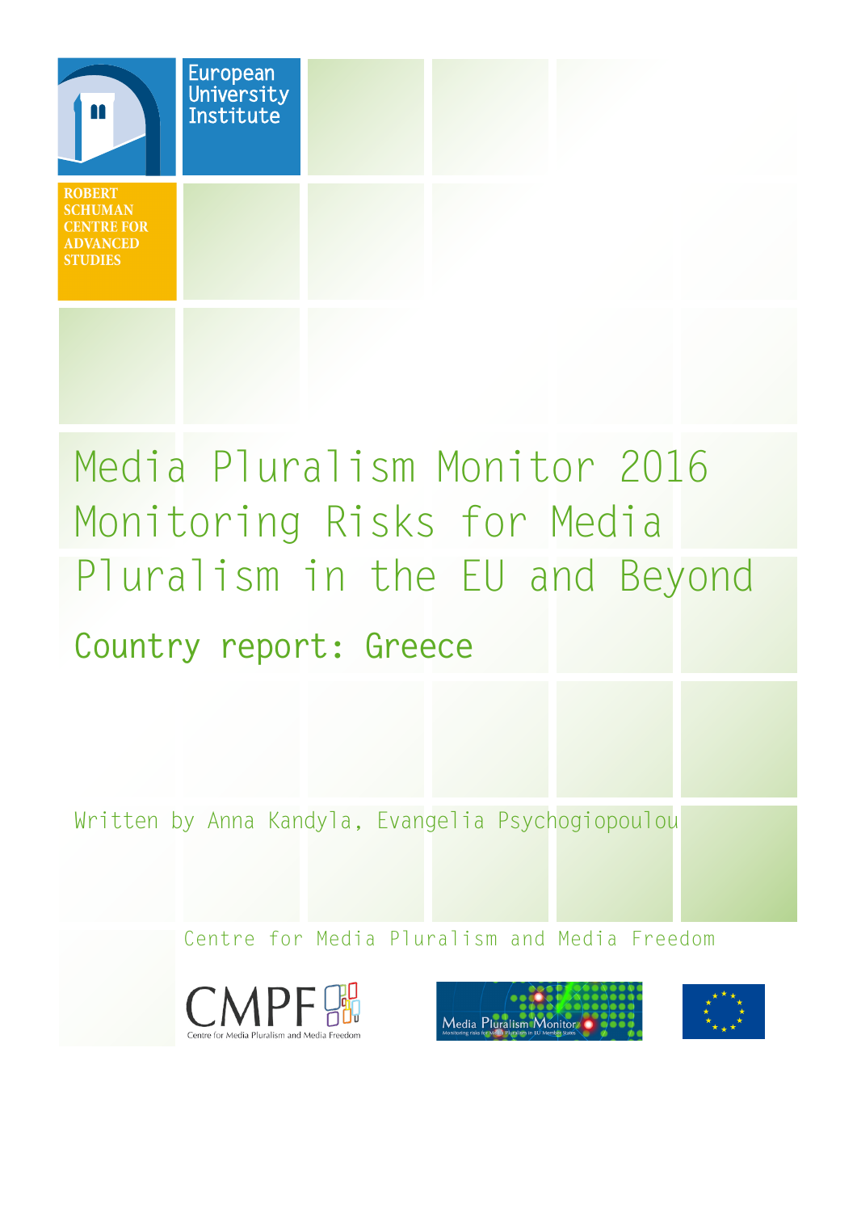European University Institute

ROBERT SCHUMAN CENTRE FOR ADVANCED STUDIES

# Media Pluralism Monitor 2016 Monitoring Risks for Media Pluralism in the EU and Beyond

## Country report: Greece

Written by Anna Kandyla, Evangelia Psychogiopoulou

Centre for Media Pluralism and Media Freedom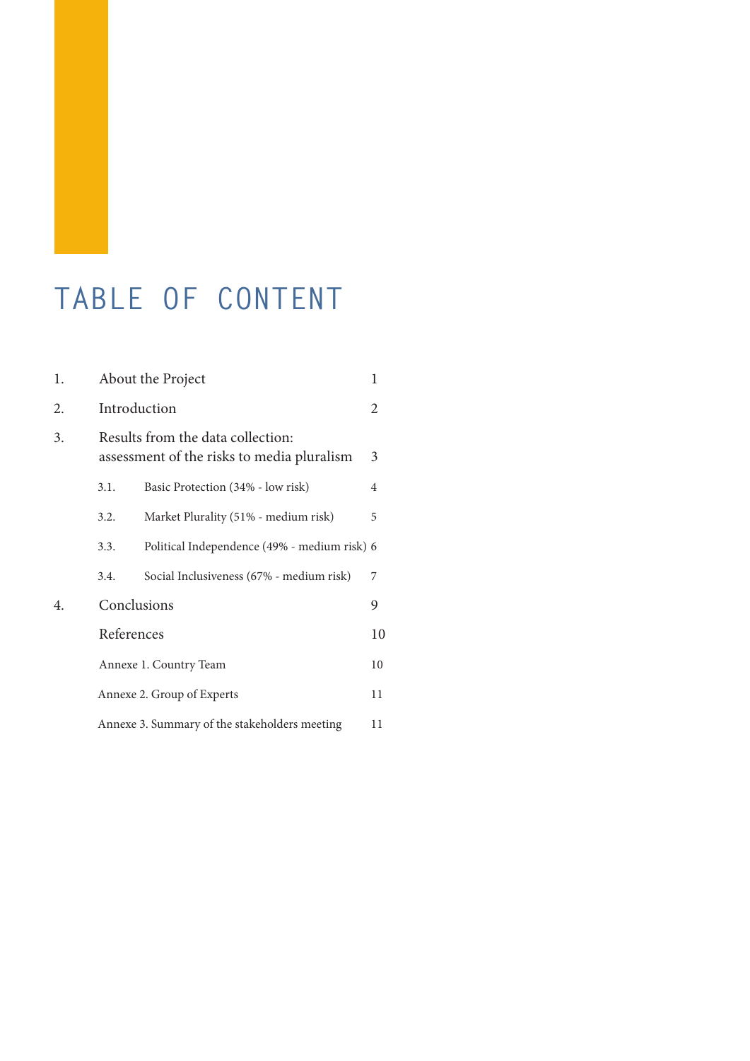# TABLE OF CONTENT

| | | |
|---|---|---|
| 1. | About the Project | 1 |
| 2. | Introduction | 2 |
| 3. | Results from the data collection: assessment of the risks to media pluralism | 3 |
| 3.1. | Basic Protection (34% - low risk) | 4 |
| 3.2. | Market Plurality (51% - medium risk) | 5 |
| 3.3. | Political Independence (49% - medium risk) | 6 |
| 3.4. | Social Inclusiveness (67% - medium risk) | 7 |
| 4. | Conclusions | 9 |
| | References | 10 |
| | Annexe 1. Country Team | 10 |
| | Annexe 2. Group of Experts | 11 |
| | Annexe 3. Summary of the stakeholders meeting | 11 |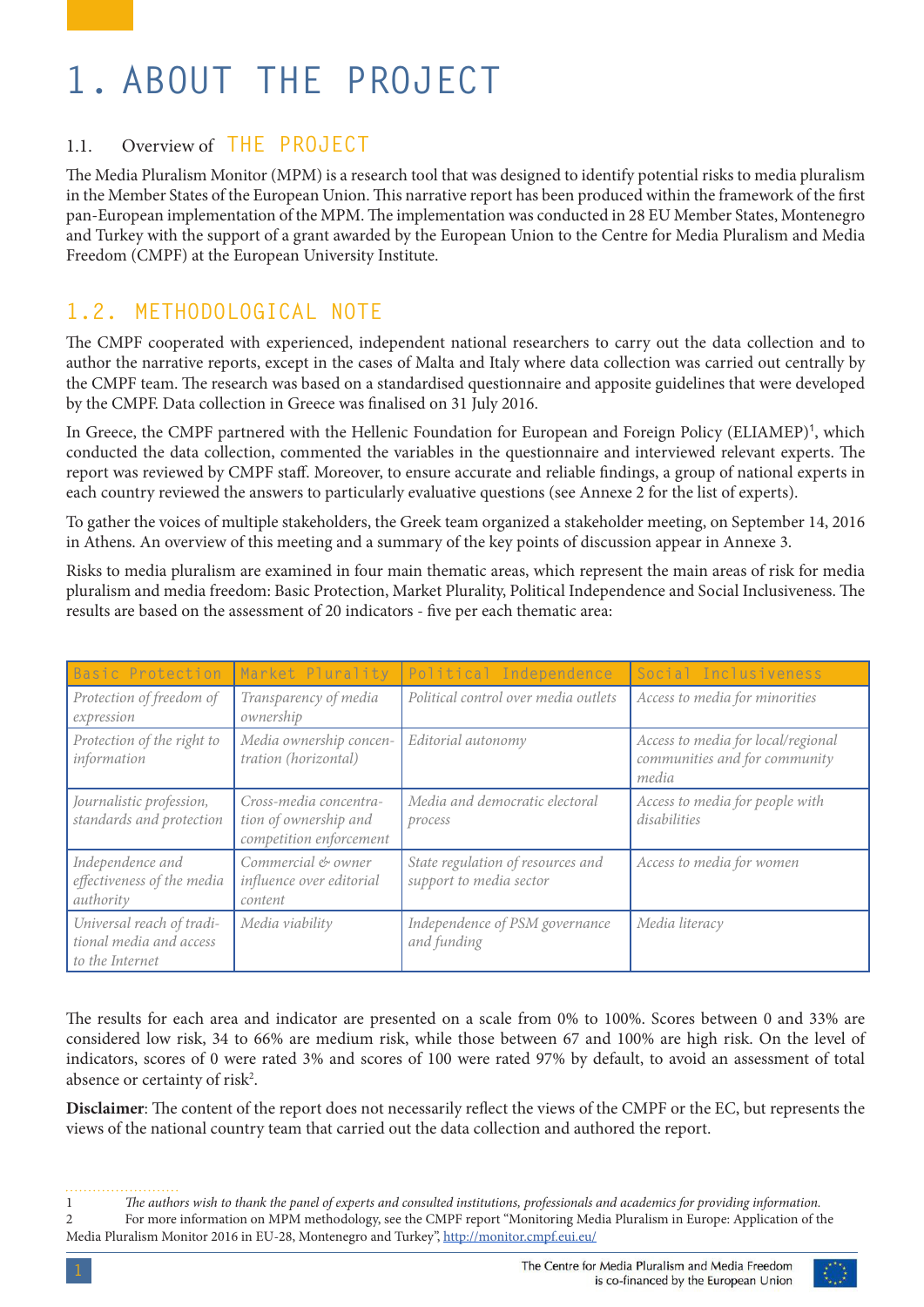# 1. ABOUT THE PROJECT

## 1.1. Overview of THE PROJECT

The Media Pluralism Monitor (MPM) is a research tool that was designed to identify potential risks to media pluralism in the Member States of the European Union. This narrative report has been produced within the framework of the first pan-European implementation of the MPM. The implementation was conducted in 28 EU Member States, Montenegro and Turkey with the support of a grant awarded by the European Union to the Centre for Media Pluralism and Media Freedom (CMPF) at the European University Institute.

## 1.2. METHODOLOGICAL NOTE

The CMPF cooperated with experienced, independent national researchers to carry out the data collection and to author the narrative reports, except in the cases of Malta and Italy where data collection was carried out centrally by the CMPF team. The research was based on a standardised questionnaire and apposite guidelines that were developed by the CMPF. Data collection in Greece was finalised on 31 July 2016.

In Greece, the CMPF partnered with the Hellenic Foundation for European and Foreign Policy (ELIAMEP)[1], which conducted the data collection, commented the variables in the questionnaire and interviewed relevant experts. The report was reviewed by CMPF staff. Moreover, to ensure accurate and reliable findings, a group of national experts in each country reviewed the answers to particularly evaluative questions (see Annexe 2 for the list of experts).

To gather the voices of multiple stakeholders, the Greek team organized a stakeholder meeting, on September 14, 2016 in Athens. An overview of this meeting and a summary of the key points of discussion appear in Annexe 3.

Risks to media pluralism are examined in four main thematic areas, which represent the main areas of risk for media pluralism and media freedom: Basic Protection, Market Plurality, Political Independence and Social Inclusiveness. The results are based on the assessment of 20 indicators - five per each thematic area:

| Basic Protection | Market Plurality | Political Independence | Social Inclusiveness |
|---|---|---|---|
| *Protection of freedom of expression* | *Transparency of media ownership* | *Political control over media outlets* | *Access to media for minorities* |
| *Protection of the right to information* | *Media ownership concentration (horizontal)* | *Editorial autonomy* | *Access to media for local/regional communities and for community media* |
| *Journalistic profession, standards and protection* | *Cross-media concentration of ownership and competition enforcement* | *Media and democratic electoral process* | *Access to media for people with disabilities* |
| *Independence and effectiveness of the media authority* | *Commercial & owner influence over editorial content* | *State regulation of resources and support to media sector* | *Access to media for women* |
| *Universal reach of traditional media and access to the Internet* | *Media viability* | *Independence of PSM governance and funding* | *Media literacy* |

The results for each area and indicator are presented on a scale from 0% to 100%. Scores between 0 and 33% are considered low risk, 34 to 66% are medium risk, while those between 67 and 100% are high risk. On the level of indicators, scores of 0 were rated 3% and scores of 100 were rated 97% by default, to avoid an assessment of total absence or certainty of risk[2].

**Disclaimer**: The content of the report does not necessarily reflect the views of the CMPF or the EC, but represents the views of the national country team that carried out the data collection and authored the report.

---

1 *The authors wish to thank the panel of experts and consulted institutions, professionals and academics for providing information.*

2 For more information on MPM methodology, see the CMPF report "Monitoring Media Pluralism in Europe: Application of the Media Pluralism Monitor 2016 in EU-28, Montenegro and Turkey", http://monitor.cmpf.eui.eu/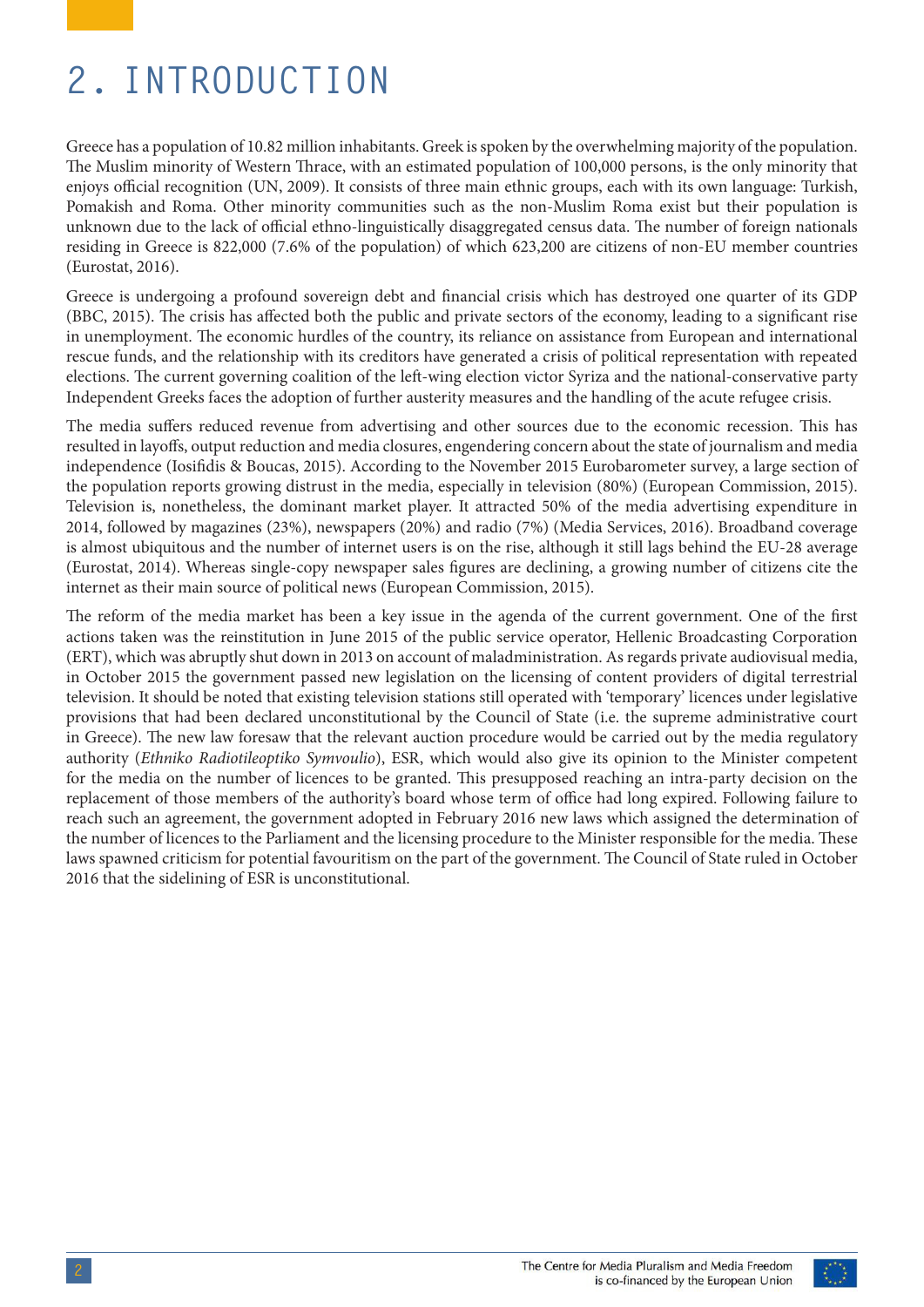# 2. INTRODUCTION

Greece has a population of 10.82 million inhabitants. Greek is spoken by the overwhelming majority of the population. The Muslim minority of Western Thrace, with an estimated population of 100,000 persons, is the only minority that enjoys official recognition (UN, 2009). It consists of three main ethnic groups, each with its own language: Turkish, Pomakish and Roma. Other minority communities such as the non-Muslim Roma exist but their population is unknown due to the lack of official ethno-linguistically disaggregated census data. The number of foreign nationals residing in Greece is 822,000 (7.6% of the population) of which 623,200 are citizens of non-EU member countries (Eurostat, 2016).

Greece is undergoing a profound sovereign debt and financial crisis which has destroyed one quarter of its GDP (BBC, 2015). The crisis has affected both the public and private sectors of the economy, leading to a significant rise in unemployment. The economic hurdles of the country, its reliance on assistance from European and international rescue funds, and the relationship with its creditors have generated a crisis of political representation with repeated elections. The current governing coalition of the left-wing election victor Syriza and the national-conservative party Independent Greeks faces the adoption of further austerity measures and the handling of the acute refugee crisis.

The media suffers reduced revenue from advertising and other sources due to the economic recession. This has resulted in layoffs, output reduction and media closures, engendering concern about the state of journalism and media independence (Iosifidis & Boucas, 2015). According to the November 2015 Eurobarometer survey, a large section of the population reports growing distrust in the media, especially in television (80%) (European Commission, 2015). Television is, nonetheless, the dominant market player. It attracted 50% of the media advertising expenditure in 2014, followed by magazines (23%), newspapers (20%) and radio (7%) (Media Services, 2016). Broadband coverage is almost ubiquitous and the number of internet users is on the rise, although it still lags behind the EU-28 average (Eurostat, 2014). Whereas single-copy newspaper sales figures are declining, a growing number of citizens cite the internet as their main source of political news (European Commission, 2015).

The reform of the media market has been a key issue in the agenda of the current government. One of the first actions taken was the reinstitution in June 2015 of the public service operator, Hellenic Broadcasting Corporation (ERT), which was abruptly shut down in 2013 on account of maladministration. As regards private audiovisual media, in October 2015 the government passed new legislation on the licensing of content providers of digital terrestrial television. It should be noted that existing television stations still operated with 'temporary' licences under legislative provisions that had been declared unconstitutional by the Council of State (i.e. the supreme administrative court in Greece). The new law foresaw that the relevant auction procedure would be carried out by the media regulatory authority (*Ethniko Radiotileoptiko Symvoulio*), ESR, which would also give its opinion to the Minister competent for the media on the number of licences to be granted. This presupposed reaching an intra-party decision on the replacement of those members of the authority's board whose term of office had long expired. Following failure to reach such an agreement, the government adopted in February 2016 new laws which assigned the determination of the number of licences to the Parliament and the licensing procedure to the Minister responsible for the media. These laws spawned criticism for potential favouritism on the part of the government. The Council of State ruled in October 2016 that the sidelining of ESR is unconstitutional.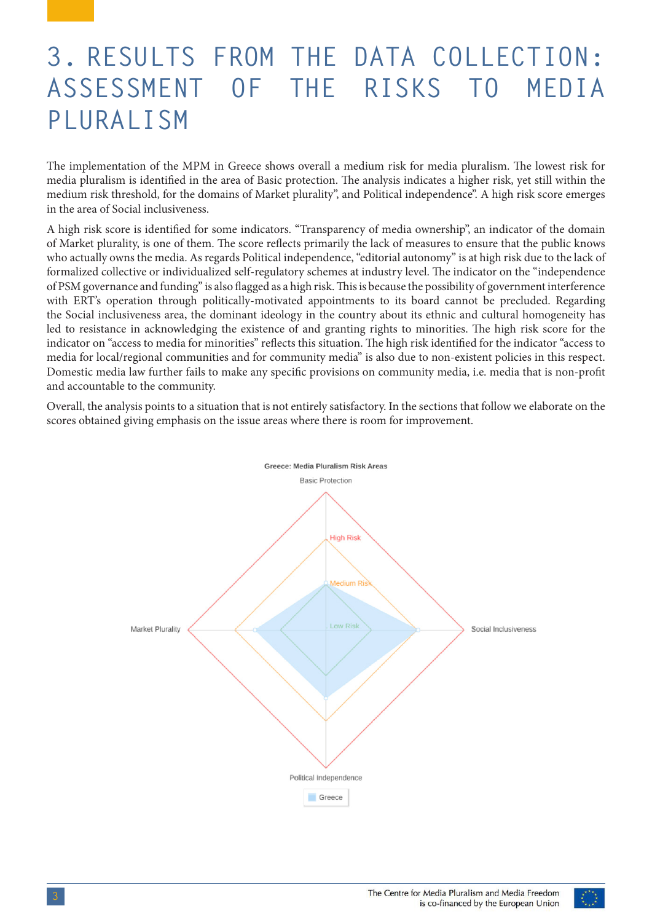# 3. RESULTS FROM THE DATA COLLECTION: ASSESSMENT OF THE RISKS TO MEDIA PLURALISM

The implementation of the MPM in Greece shows overall a medium risk for media pluralism. The lowest risk for media pluralism is identified in the area of Basic protection. The analysis indicates a higher risk, yet still within the medium risk threshold, for the domains of Market plurality", and Political independence". A high risk score emerges in the area of Social inclusiveness.

A high risk score is identified for some indicators. "Transparency of media ownership", an indicator of the domain of Market plurality, is one of them. The score reflects primarily the lack of measures to ensure that the public knows who actually owns the media. As regards Political independence, "editorial autonomy" is at high risk due to the lack of formalized collective or individualized self-regulatory schemes at industry level. The indicator on the "independence of PSM governance and funding" is also flagged as a high risk. This is because the possibility of government interference with ERT's operation through politically-motivated appointments to its board cannot be precluded. Regarding the Social inclusiveness area, the dominant ideology in the country about its ethnic and cultural homogeneity has led to resistance in acknowledging the existence of and granting rights to minorities. The high risk score for the indicator on "access to media for minorities" reflects this situation. The high risk identified for the indicator "access to media for local/regional communities and for community media" is also due to non-existent policies in this respect. Domestic media law further fails to make any specific provisions on community media, i.e. media that is non-profit and accountable to the community.

Overall, the analysis points to a situation that is not entirely satisfactory. In the sections that follow we elaborate on the scores obtained giving emphasis on the issue areas where there is room for improvement.

Greece: Media Pluralism Risk Areas

Basic Protection

High Risk

Medium Risk

Low Risk

Market Plurality

Social Inclusiveness

Political Independence

Greece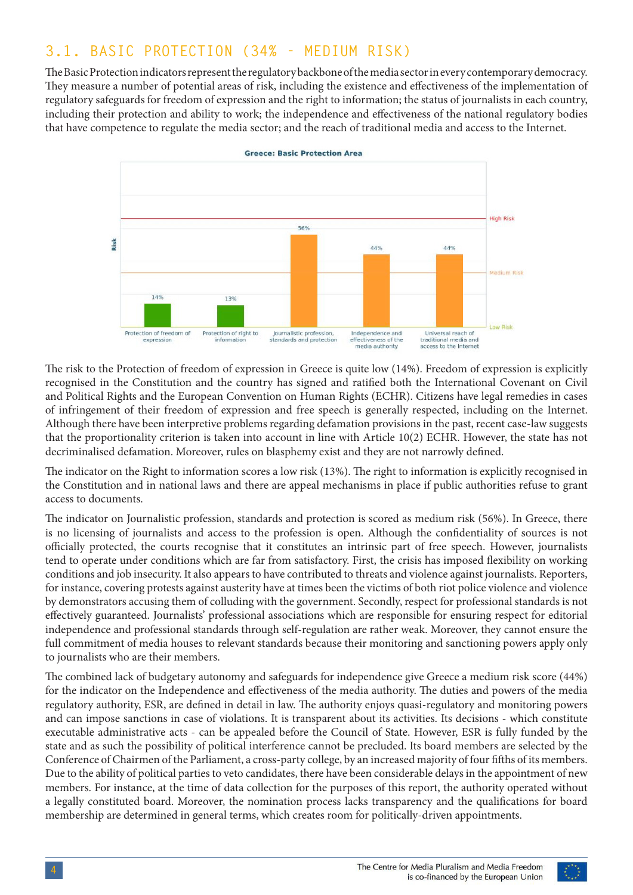## 3.1. BASIC PROTECTION (34% - MEDIUM RISK)

The Basic Protection indicators represent the regulatory backbone of the media sector in every contemporary democracy. They measure a number of potential areas of risk, including the existence and effectiveness of the implementation of regulatory safeguards for freedom of expression and the right to information; the status of journalists in each country, including their protection and ability to work; the independence and effectiveness of the national regulatory bodies that have competence to regulate the media sector; and the reach of traditional media and access to the Internet.

**Greece: Basic Protection Area**

| Indicator | Risk |
|---|---|
| Protection of freedom of expression | 14% |
| Protection of right to information | 13% |
| Journalistic profession, standards and protection | 56% |
| Independence and effectiveness of the media authority | 44% |
| Universal reach of traditional media and access to the Internet | 44% |

The risk to the Protection of freedom of expression in Greece is quite low (14%). Freedom of expression is explicitly recognised in the Constitution and the country has signed and ratified both the International Covenant on Civil and Political Rights and the European Convention on Human Rights (ECHR). Citizens have legal remedies in cases of infringement of their freedom of expression and free speech is generally respected, including on the Internet. Although there have been interpretive problems regarding defamation provisions in the past, recent case-law suggests that the proportionality criterion is taken into account in line with Article 10(2) ECHR. However, the state has not decriminalised defamation. Moreover, rules on blasphemy exist and they are not narrowly defined.

The indicator on the Right to information scores a low risk (13%). The right to information is explicitly recognised in the Constitution and in national laws and there are appeal mechanisms in place if public authorities refuse to grant access to documents.

The indicator on Journalistic profession, standards and protection is scored as medium risk (56%). In Greece, there is no licensing of journalists and access to the profession is open. Although the confidentiality of sources is not officially protected, the courts recognise that it constitutes an intrinsic part of free speech. However, journalists tend to operate under conditions which are far from satisfactory. First, the crisis has imposed flexibility on working conditions and job insecurity. It also appears to have contributed to threats and violence against journalists. Reporters, for instance, covering protests against austerity have at times been the victims of both riot police violence and violence by demonstrators accusing them of colluding with the government. Secondly, respect for professional standards is not effectively guaranteed. Journalists' professional associations which are responsible for ensuring respect for editorial independence and professional standards through self-regulation are rather weak. Moreover, they cannot ensure the full commitment of media houses to relevant standards because their monitoring and sanctioning powers apply only to journalists who are their members.

The combined lack of budgetary autonomy and safeguards for independence give Greece a medium risk score (44%) for the indicator on the Independence and effectiveness of the media authority. The duties and powers of the media regulatory authority, ESR, are defined in detail in law. The authority enjoys quasi-regulatory and monitoring powers and can impose sanctions in case of violations. It is transparent about its activities. Its decisions - which constitute executable administrative acts - can be appealed before the Council of State. However, ESR is fully funded by the state and as such the possibility of political interference cannot be precluded. Its board members are selected by the Conference of Chairmen of the Parliament, a cross-party college, by an increased majority of four fifths of its members. Due to the ability of political parties to veto candidates, there have been considerable delays in the appointment of new members. For instance, at the time of data collection for the purposes of this report, the authority operated without a legally constituted board. Moreover, the nomination process lacks transparency and the qualifications for board membership are determined in general terms, which creates room for politically-driven appointments.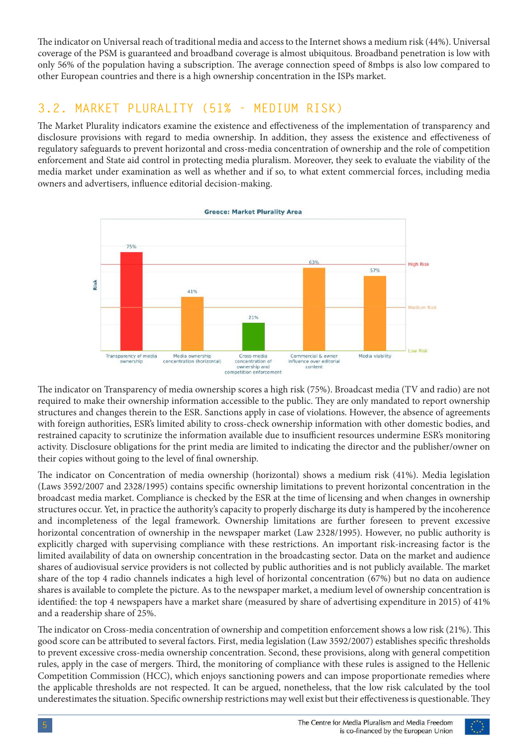The indicator on Universal reach of traditional media and access to the Internet shows a medium risk (44%). Universal coverage of the PSM is guaranteed and broadband coverage is almost ubiquitous. Broadband penetration is low with only 56% of the population having a subscription. The average connection speed of 8mbps is also low compared to other European countries and there is a high ownership concentration in the ISPs market.

## 3.2. MARKET PLURALITY (51% - MEDIUM RISK)

The Market Plurality indicators examine the existence and effectiveness of the implementation of transparency and disclosure provisions with regard to media ownership. In addition, they assess the existence and effectiveness of regulatory safeguards to prevent horizontal and cross-media concentration of ownership and the role of competition enforcement and State aid control in protecting media pluralism. Moreover, they seek to evaluate the viability of the media market under examination as well as whether and if so, to what extent commercial forces, including media owners and advertisers, influence editorial decision-making.

**Greece: Market Plurality Area**

| Indicator | Risk |
|---|---|
| Transparency of media ownership | 75% |
| Media ownership concentration (horizontal) | 41% |
| Cross-media concentration of ownership and competition enforcement | 21% |
| Commercial & owner influence over editorial content | 63% |
| Media viability | 57% |

The indicator on Transparency of media ownership scores a high risk (75%). Broadcast media (TV and radio) are not required to make their ownership information accessible to the public. They are only mandated to report ownership structures and changes therein to the ESR. Sanctions apply in case of violations. However, the absence of agreements with foreign authorities, ESR's limited ability to cross-check ownership information with other domestic bodies, and restrained capacity to scrutinize the information available due to insufficient resources undermine ESR's monitoring activity. Disclosure obligations for the print media are limited to indicating the director and the publisher/owner on their copies without going to the level of final ownership.

The indicator on Concentration of media ownership (horizontal) shows a medium risk (41%). Media legislation (Laws 3592/2007 and 2328/1995) contains specific ownership limitations to prevent horizontal concentration in the broadcast media market. Compliance is checked by the ESR at the time of licensing and when changes in ownership structures occur. Yet, in practice the authority's capacity to properly discharge its duty is hampered by the incoherence and incompleteness of the legal framework. Ownership limitations are further foreseen to prevent excessive horizontal concentration of ownership in the newspaper market (Law 2328/1995). However, no public authority is explicitly charged with supervising compliance with these restrictions. An important risk-increasing factor is the limited availability of data on ownership concentration in the broadcasting sector. Data on the market and audience shares of audiovisual service providers is not collected by public authorities and is not publicly available. The market share of the top 4 radio channels indicates a high level of horizontal concentration (67%) but no data on audience shares is available to complete the picture. As to the newspaper market, a medium level of ownership concentration is identified: the top 4 newspapers have a market share (measured by share of advertising expenditure in 2015) of 41% and a readership share of 25%.

The indicator on Cross-media concentration of ownership and competition enforcement shows a low risk (21%). This good score can be attributed to several factors. First, media legislation (Law 3592/2007) establishes specific thresholds to prevent excessive cross-media ownership concentration. Second, these provisions, along with general competition rules, apply in the case of mergers. Third, the monitoring of compliance with these rules is assigned to the Hellenic Competition Commission (HCC), which enjoys sanctioning powers and can impose proportionate remedies where the applicable thresholds are not respected. It can be argued, nonetheless, that the low risk calculated by the tool underestimates the situation. Specific ownership restrictions may well exist but their effectiveness is questionable. They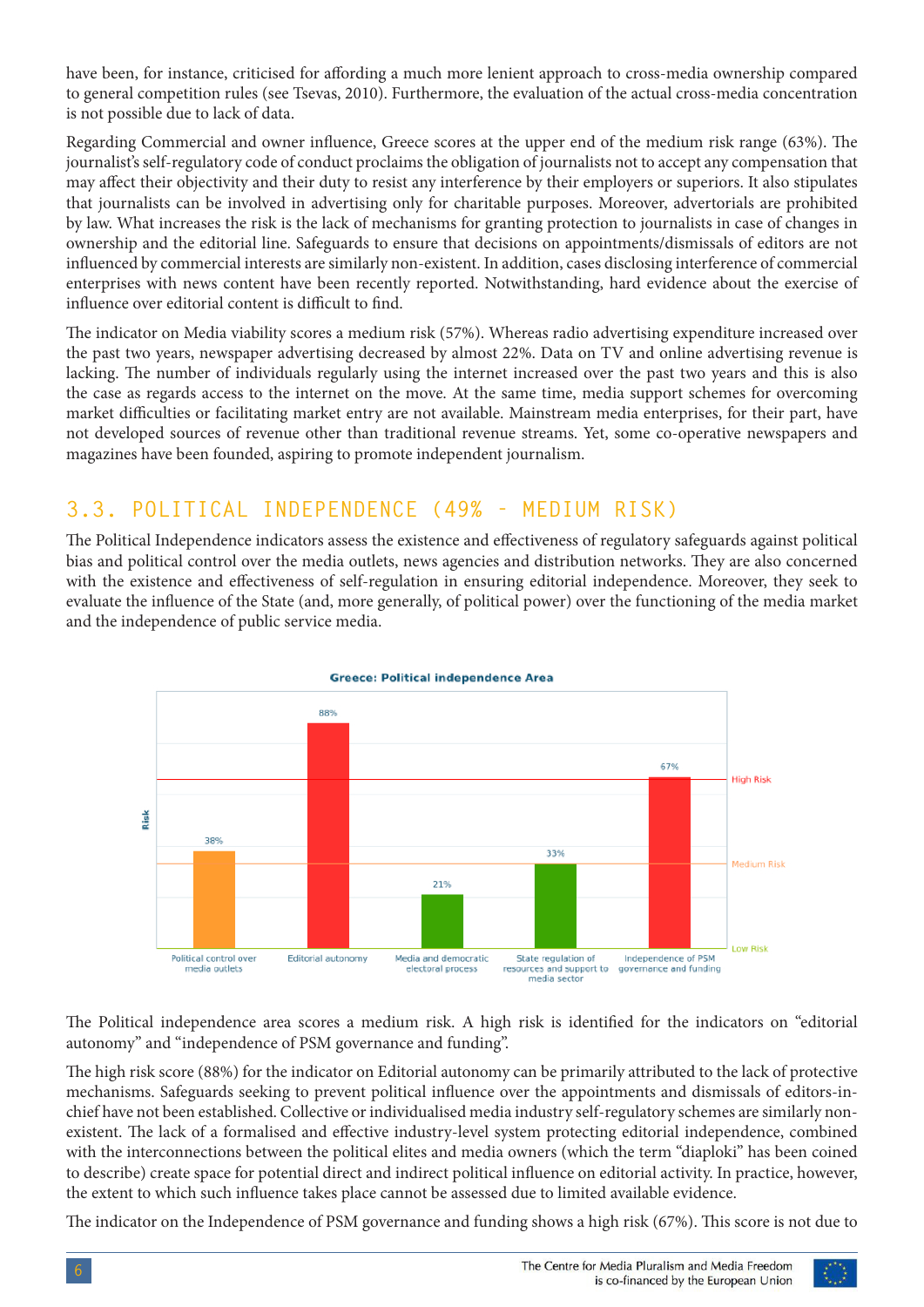have been, for instance, criticised for affording a much more lenient approach to cross-media ownership compared to general competition rules (see Tsevas, 2010). Furthermore, the evaluation of the actual cross-media concentration is not possible due to lack of data.

Regarding Commercial and owner influence, Greece scores at the upper end of the medium risk range (63%). The journalist's self-regulatory code of conduct proclaims the obligation of journalists not to accept any compensation that may affect their objectivity and their duty to resist any interference by their employers or superiors. It also stipulates that journalists can be involved in advertising only for charitable purposes. Moreover, advertorials are prohibited by law. What increases the risk is the lack of mechanisms for granting protection to journalists in case of changes in ownership and the editorial line. Safeguards to ensure that decisions on appointments/dismissals of editors are not influenced by commercial interests are similarly non-existent. In addition, cases disclosing interference of commercial enterprises with news content have been recently reported. Notwithstanding, hard evidence about the exercise of influence over editorial content is difficult to find.

The indicator on Media viability scores a medium risk (57%). Whereas radio advertising expenditure increased over the past two years, newspaper advertising decreased by almost 22%. Data on TV and online advertising revenue is lacking. The number of individuals regularly using the internet increased over the past two years and this is also the case as regards access to the internet on the move. At the same time, media support schemes for overcoming market difficulties or facilitating market entry are not available. Mainstream media enterprises, for their part, have not developed sources of revenue other than traditional revenue streams. Yet, some co-operative newspapers and magazines have been founded, aspiring to promote independent journalism.

## 3.3. POLITICAL INDEPENDENCE (49% - MEDIUM RISK)

The Political Independence indicators assess the existence and effectiveness of regulatory safeguards against political bias and political control over the media outlets, news agencies and distribution networks. They are also concerned with the existence and effectiveness of self-regulation in ensuring editorial independence. Moreover, they seek to evaluate the influence of the State (and, more generally, of political power) over the functioning of the media market and the independence of public service media.

**Greece: Political independence Area**

| Indicator | Risk |
|---|---|
| Political control over media outlets | 38% |
| Editorial autonomy | 88% |
| Media and democratic electoral process | 21% |
| State regulation of resources and support to media sector | 33% |
| Independence of PSM governance and funding | 67% |

The Political independence area scores a medium risk. A high risk is identified for the indicators on "editorial autonomy" and "independence of PSM governance and funding".

The high risk score (88%) for the indicator on Editorial autonomy can be primarily attributed to the lack of protective mechanisms. Safeguards seeking to prevent political influence over the appointments and dismissals of editors-in-chief have not been established. Collective or individualised media industry self-regulatory schemes are similarly non-existent. The lack of a formalised and effective industry-level system protecting editorial independence, combined with the interconnections between the political elites and media owners (which the term "diaploki" has been coined to describe) create space for potential direct and indirect political influence on editorial activity. In practice, however, the extent to which such influence takes place cannot be assessed due to limited available evidence.

The indicator on the Independence of PSM governance and funding shows a high risk (67%). This score is not due to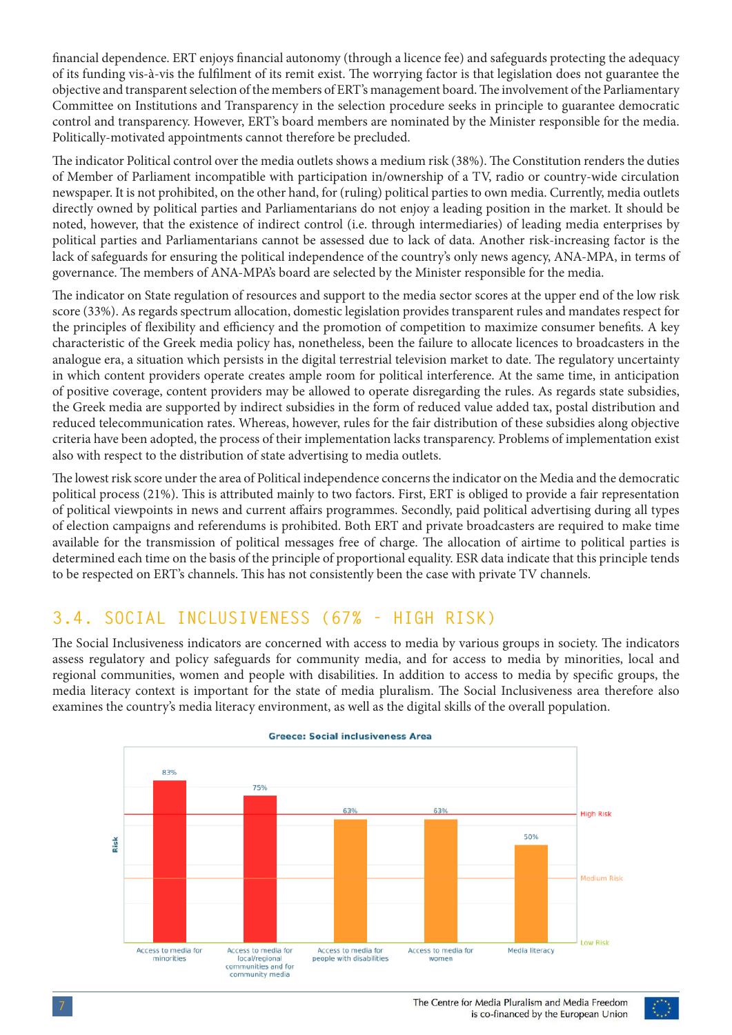financial dependence. ERT enjoys financial autonomy (through a licence fee) and safeguards protecting the adequacy of its funding vis-à-vis the fulfilment of its remit exist. The worrying factor is that legislation does not guarantee the objective and transparent selection of the members of ERT's management board. The involvement of the Parliamentary Committee on Institutions and Transparency in the selection procedure seeks in principle to guarantee democratic control and transparency. However, ERT's board members are nominated by the Minister responsible for the media. Politically-motivated appointments cannot therefore be precluded.

The indicator Political control over the media outlets shows a medium risk (38%). The Constitution renders the duties of Member of Parliament incompatible with participation in/ownership of a TV, radio or country-wide circulation newspaper. It is not prohibited, on the other hand, for (ruling) political parties to own media. Currently, media outlets directly owned by political parties and Parliamentarians do not enjoy a leading position in the market. It should be noted, however, that the existence of indirect control (i.e. through intermediaries) of leading media enterprises by political parties and Parliamentarians cannot be assessed due to lack of data. Another risk-increasing factor is the lack of safeguards for ensuring the political independence of the country's only news agency, ANA-MPA, in terms of governance. The members of ANA-MPA's board are selected by the Minister responsible for the media.

The indicator on State regulation of resources and support to the media sector scores at the upper end of the low risk score (33%). As regards spectrum allocation, domestic legislation provides transparent rules and mandates respect for the principles of flexibility and efficiency and the promotion of competition to maximize consumer benefits. A key characteristic of the Greek media policy has, nonetheless, been the failure to allocate licences to broadcasters in the analogue era, a situation which persists in the digital terrestrial television market to date. The regulatory uncertainty in which content providers operate creates ample room for political interference. At the same time, in anticipation of positive coverage, content providers may be allowed to operate disregarding the rules. As regards state subsidies, the Greek media are supported by indirect subsidies in the form of reduced value added tax, postal distribution and reduced telecommunication rates. Whereas, however, rules for the fair distribution of these subsidies along objective criteria have been adopted, the process of their implementation lacks transparency. Problems of implementation exist also with respect to the distribution of state advertising to media outlets.

The lowest risk score under the area of Political independence concerns the indicator on the Media and the democratic political process (21%). This is attributed mainly to two factors. First, ERT is obliged to provide a fair representation of political viewpoints in news and current affairs programmes. Secondly, paid political advertising during all types of election campaigns and referendums is prohibited. Both ERT and private broadcasters are required to make time available for the transmission of political messages free of charge. The allocation of airtime to political parties is determined each time on the basis of the principle of proportional equality. ESR data indicate that this principle tends to be respected on ERT's channels. This has not consistently been the case with private TV channels.

## 3.4. SOCIAL INCLUSIVENESS (67% - HIGH RISK)

The Social Inclusiveness indicators are concerned with access to media by various groups in society. The indicators assess regulatory and policy safeguards for community media, and for access to media by minorities, local and regional communities, women and people with disabilities. In addition to access to media by specific groups, the media literacy context is important for the state of media pluralism. The Social Inclusiveness area therefore also examines the country's media literacy environment, as well as the digital skills of the overall population.

**Greece: Social inclusiveness Area**

| Indicator | Risk |
|---|---|
| Access to media for minorities | 83% |
| Access to media for local/regional communities and for community media | 75% |
| Access to media for people with disabilities | 63% |
| Access to media for women | 63% |
| Media literacy | 50% |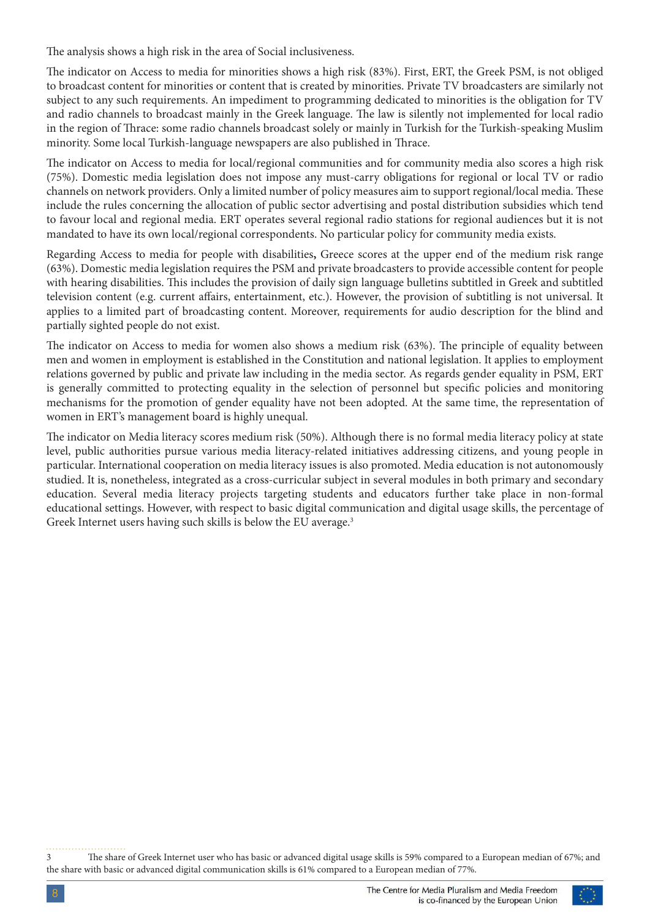The analysis shows a high risk in the area of Social inclusiveness.

The indicator on Access to media for minorities shows a high risk (83%). First, ERT, the Greek PSM, is not obliged to broadcast content for minorities or content that is created by minorities. Private TV broadcasters are similarly not subject to any such requirements. An impediment to programming dedicated to minorities is the obligation for TV and radio channels to broadcast mainly in the Greek language. The law is silently not implemented for local radio in the region of Thrace: some radio channels broadcast solely or mainly in Turkish for the Turkish-speaking Muslim minority. Some local Turkish-language newspapers are also published in Thrace.

The indicator on Access to media for local/regional communities and for community media also scores a high risk (75%). Domestic media legislation does not impose any must-carry obligations for regional or local TV or radio channels on network providers. Only a limited number of policy measures aim to support regional/local media. These include the rules concerning the allocation of public sector advertising and postal distribution subsidies which tend to favour local and regional media. ERT operates several regional radio stations for regional audiences but it is not mandated to have its own local/regional correspondents. No particular policy for community media exists.

Regarding Access to media for people with disabilities**,** Greece scores at the upper end of the medium risk range (63%). Domestic media legislation requires the PSM and private broadcasters to provide accessible content for people with hearing disabilities. This includes the provision of daily sign language bulletins subtitled in Greek and subtitled television content (e.g. current affairs, entertainment, etc.). However, the provision of subtitling is not universal. It applies to a limited part of broadcasting content. Moreover, requirements for audio description for the blind and partially sighted people do not exist.

The indicator on Access to media for women also shows a medium risk (63%). The principle of equality between men and women in employment is established in the Constitution and national legislation. It applies to employment relations governed by public and private law including in the media sector. As regards gender equality in PSM, ERT is generally committed to protecting equality in the selection of personnel but specific policies and monitoring mechanisms for the promotion of gender equality have not been adopted. At the same time, the representation of women in ERT's management board is highly unequal.

The indicator on Media literacy scores medium risk (50%). Although there is no formal media literacy policy at state level, public authorities pursue various media literacy-related initiatives addressing citizens, and young people in particular. International cooperation on media literacy issues is also promoted. Media education is not autonomously studied. It is, nonetheless, integrated as a cross-curricular subject in several modules in both primary and secondary education. Several media literacy projects targeting students and educators further take place in non-formal educational settings. However, with respect to basic digital communication and digital usage skills, the percentage of Greek Internet users having such skills is below the EU average.[3]

---

3 The share of Greek Internet user who has basic or advanced digital usage skills is 59% compared to a European median of 67%; and the share with basic or advanced digital communication skills is 61% compared to a European median of 77%.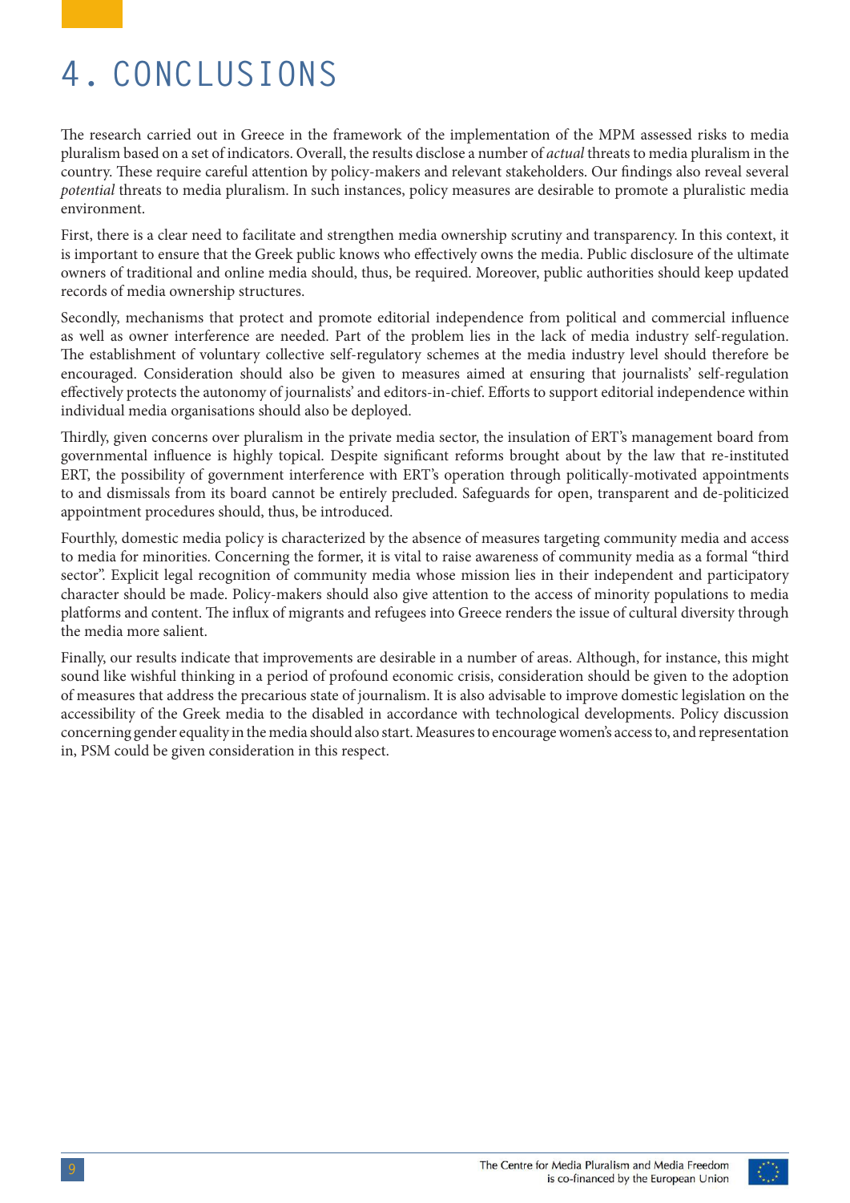# 4. CONCLUSIONS

The research carried out in Greece in the framework of the implementation of the MPM assessed risks to media pluralism based on a set of indicators. Overall, the results disclose a number of *actual* threats to media pluralism in the country. These require careful attention by policy-makers and relevant stakeholders. Our findings also reveal several *potential* threats to media pluralism. In such instances, policy measures are desirable to promote a pluralistic media environment.

First, there is a clear need to facilitate and strengthen media ownership scrutiny and transparency. In this context, it is important to ensure that the Greek public knows who effectively owns the media. Public disclosure of the ultimate owners of traditional and online media should, thus, be required. Moreover, public authorities should keep updated records of media ownership structures.

Secondly, mechanisms that protect and promote editorial independence from political and commercial influence as well as owner interference are needed. Part of the problem lies in the lack of media industry self-regulation. The establishment of voluntary collective self-regulatory schemes at the media industry level should therefore be encouraged. Consideration should also be given to measures aimed at ensuring that journalists' self-regulation effectively protects the autonomy of journalists' and editors-in-chief. Efforts to support editorial independence within individual media organisations should also be deployed.

Thirdly, given concerns over pluralism in the private media sector, the insulation of ERT's management board from governmental influence is highly topical. Despite significant reforms brought about by the law that re-instituted ERT, the possibility of government interference with ERT's operation through politically-motivated appointments to and dismissals from its board cannot be entirely precluded. Safeguards for open, transparent and de-politicized appointment procedures should, thus, be introduced.

Fourthly, domestic media policy is characterized by the absence of measures targeting community media and access to media for minorities. Concerning the former, it is vital to raise awareness of community media as a formal "third sector". Explicit legal recognition of community media whose mission lies in their independent and participatory character should be made. Policy-makers should also give attention to the access of minority populations to media platforms and content. The influx of migrants and refugees into Greece renders the issue of cultural diversity through the media more salient.

Finally, our results indicate that improvements are desirable in a number of areas. Although, for instance, this might sound like wishful thinking in a period of profound economic crisis, consideration should be given to the adoption of measures that address the precarious state of journalism. It is also advisable to improve domestic legislation on the accessibility of the Greek media to the disabled in accordance with technological developments. Policy discussion concerning gender equality in the media should also start. Measures to encourage women's access to, and representation in, PSM could be given consideration in this respect.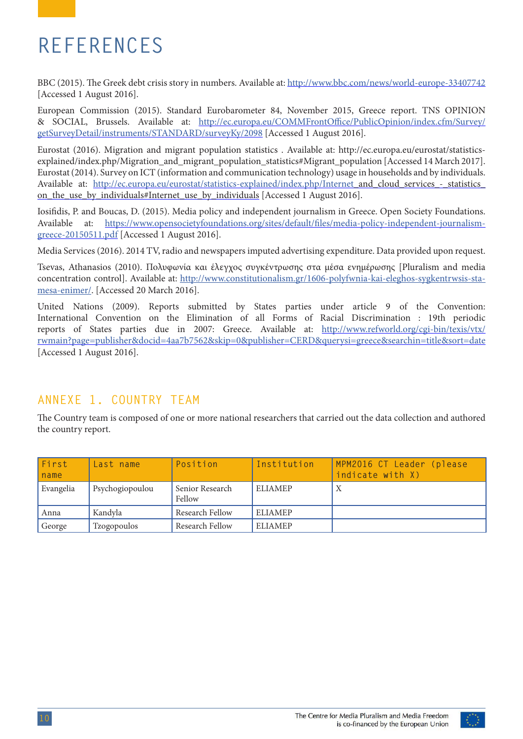# REFERENCES

BBC (2015). The Greek debt crisis story in numbers. Available at: http://www.bbc.com/news/world-europe-33407742 [Accessed 1 August 2016].

European Commission (2015). Standard Eurobarometer 84, November 2015, Greece report. TNS OPINION & SOCIAL, Brussels. Available at: http://ec.europa.eu/COMMFrontOffice/PublicOpinion/index.cfm/Survey/getSurveyDetail/instruments/STANDARD/surveyKy/2098 [Accessed 1 August 2016].

Eurostat (2016). Migration and migrant population statistics . Available at: http://ec.europa.eu/eurostat/statistics-explained/index.php/Migration_and_migrant_population_statistics#Migrant_population [Accessed 14 March 2017].
Eurostat (2014). Survey on ICT (information and communication technology) usage in households and by individuals. Available at: http://ec.europa.eu/eurostat/statistics-explained/index.php/Internet_and_cloud_services_-_statistics_on_the_use_by_individuals#Internet_use_by_individuals [Accessed 1 August 2016].

Iosifidis, P. and Boucas, D. (2015). Media policy and independent journalism in Greece. Open Society Foundations. Available at: https://www.opensocietyfoundations.org/sites/default/files/media-policy-independent-journalism-greece-20150511.pdf [Accessed 1 August 2016].

Media Services (2016). 2014 TV, radio and newspapers imputed advertising expenditure. Data provided upon request.

Tsevas, Athanasios (2010). Πολυφωνία και έλεγχος συγκέντρωσης στα μέσα ενημέρωσης [Pluralism and media concentration control]. Available at: http://www.constitutionalism.gr/1606-polyfwnia-kai-eleghos-sygkentrwsis-sta-mesa-enimer/. [Accessed 20 March 2016].

United Nations (2009). Reports submitted by States parties under article 9 of the Convention: International Convention on the Elimination of all Forms of Racial Discrimination : 19th periodic reports of States parties due in 2007: Greece. Available at: http://www.refworld.org/cgi-bin/texis/vtx/rwmain?page=publisher&docid=4aa7b7562&skip=0&publisher=CERD&querysi=greece&searchin=title&sort=date [Accessed 1 August 2016].

## ANNEXE 1. COUNTRY TEAM

The Country team is composed of one or more national researchers that carried out the data collection and authored the country report.

| First name | Last name | Position | Institution | MPM2016 CT Leader (please indicate with X) |
|---|---|---|---|---|
| Evangelia | Psychogiopoulou | Senior Research Fellow | ELIAMEP | X |
| Anna | Kandyla | Research Fellow | ELIAMEP | |
| George | Tzogopoulos | Research Fellow | ELIAMEP | |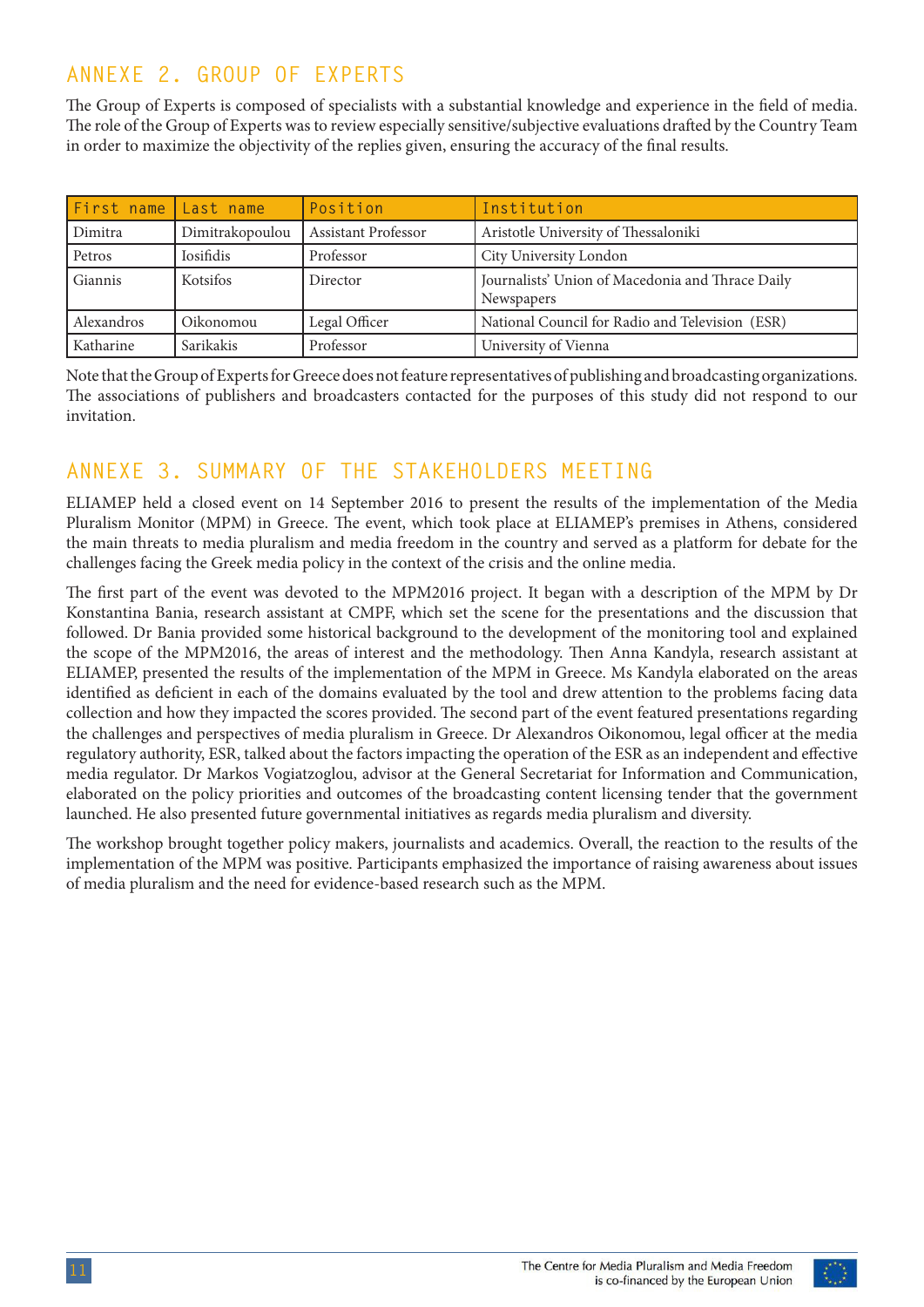## ANNEXE 2. GROUP OF EXPERTS

The Group of Experts is composed of specialists with a substantial knowledge and experience in the field of media. The role of the Group of Experts was to review especially sensitive/subjective evaluations drafted by the Country Team in order to maximize the objectivity of the replies given, ensuring the accuracy of the final results.

| First name | Last name | Position | Institution |
|---|---|---|---|
| Dimitra | Dimitrakopoulou | Assistant Professor | Aristotle University of Thessaloniki |
| Petros | Iosifidis | Professor | City University London |
| Giannis | Kotsifos | Director | Journalists' Union of Macedonia and Thrace Daily Newspapers |
| Alexandros | Oikonomou | Legal Officer | National Council for Radio and Television (ESR) |
| Katharine | Sarikakis | Professor | University of Vienna |

Note that the Group of Experts for Greece does not feature representatives of publishing and broadcasting organizations. The associations of publishers and broadcasters contacted for the purposes of this study did not respond to our invitation.

## ANNEXE 3. SUMMARY OF THE STAKEHOLDERS MEETING

ELIAMEP held a closed event on 14 September 2016 to present the results of the implementation of the Media Pluralism Monitor (MPM) in Greece. The event, which took place at ELIAMEP's premises in Athens, considered the main threats to media pluralism and media freedom in the country and served as a platform for debate for the challenges facing the Greek media policy in the context of the crisis and the online media.

The first part of the event was devoted to the MPM2016 project. It began with a description of the MPM by Dr Konstantina Bania, research assistant at CMPF, which set the scene for the presentations and the discussion that followed. Dr Bania provided some historical background to the development of the monitoring tool and explained the scope of the MPM2016, the areas of interest and the methodology. Then Anna Kandyla, research assistant at ELIAMEP, presented the results of the implementation of the MPM in Greece. Ms Kandyla elaborated on the areas identified as deficient in each of the domains evaluated by the tool and drew attention to the problems facing data collection and how they impacted the scores provided. The second part of the event featured presentations regarding the challenges and perspectives of media pluralism in Greece. Dr Alexandros Oikonomou, legal officer at the media regulatory authority, ESR, talked about the factors impacting the operation of the ESR as an independent and effective media regulator. Dr Markos Vogiatzoglou, advisor at the General Secretariat for Information and Communication, elaborated on the policy priorities and outcomes of the broadcasting content licensing tender that the government launched. He also presented future governmental initiatives as regards media pluralism and diversity.

The workshop brought together policy makers, journalists and academics. Overall, the reaction to the results of the implementation of the MPM was positive. Participants emphasized the importance of raising awareness about issues of media pluralism and the need for evidence-based research such as the MPM.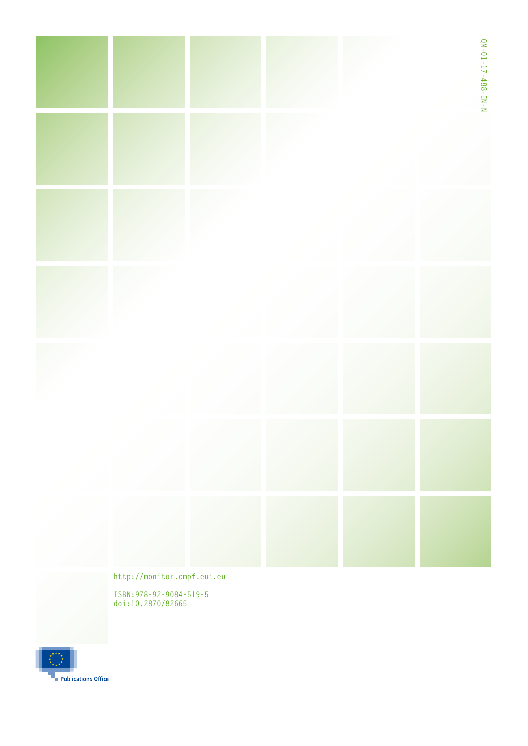QM-01-17-488-EN-N

http://monitor.cmpf.eui.eu

ISBN:978-92-9084-519-5
doi:10.2870/82665

Publications Office